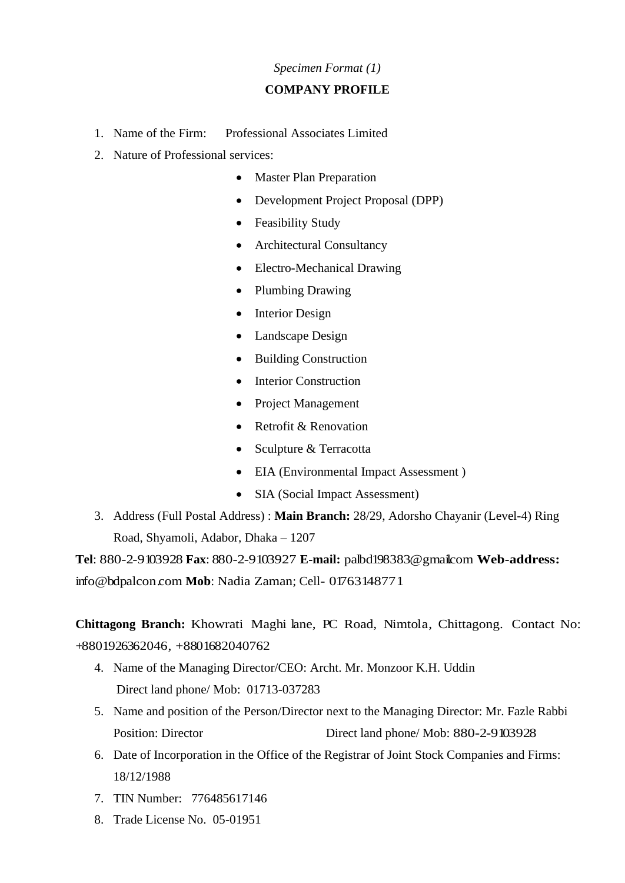*Specimen Format (1)*

**COMPANY PROFILE**

1. Name of the Firm: Professional Associates Limited
2. Nature of Professional services:
   - Master Plan Preparation
   - Development Project Proposal (DPP)
   - Feasibility Study
   - Architectural Consultancy
   - Electro-Mechanical Drawing
   - Plumbing Drawing
   - Interior Design
   - Landscape Design
   - Building Construction
   - Interior Construction
   - Project Management
   - Retrofit & Renovation
   - Sculpture & Terracotta
   - EIA (Environmental Impact Assessment )
   - SIA (Social Impact Assessment)
3. Address (Full Postal Address) : **Main Branch:** 28/29, Adorsho Chayanir (Level-4) Ring Road, Shyamoli, Adabor, Dhaka – 1207

**Tel**: 880-2-9103928 **Fax**: 880-2-9103927 **E-mail:** palbd198383@gmail.com **Web-address:** info@bdpalcon.com **Mob**: Nadia Zaman; Cell- 01763148771

**Chittagong Branch:** Khowrati Maghi lane, PC Road, Nimtola, Chittagong. Contact No: +8801926362046, +8801682040762

4. Name of the Managing Director/CEO: Archt. Mr. Monzoor K.H. Uddin
   Direct land phone/ Mob: 01713-037283
5. Name and position of the Person/Director next to the Managing Director: Mr. Fazle Rabbi
   Position: Director Direct land phone/ Mob: 880-2-9103928
6. Date of Incorporation in the Office of the Registrar of Joint Stock Companies and Firms: 18/12/1988
7. TIN Number: 776485617146
8. Trade License No. 05-01951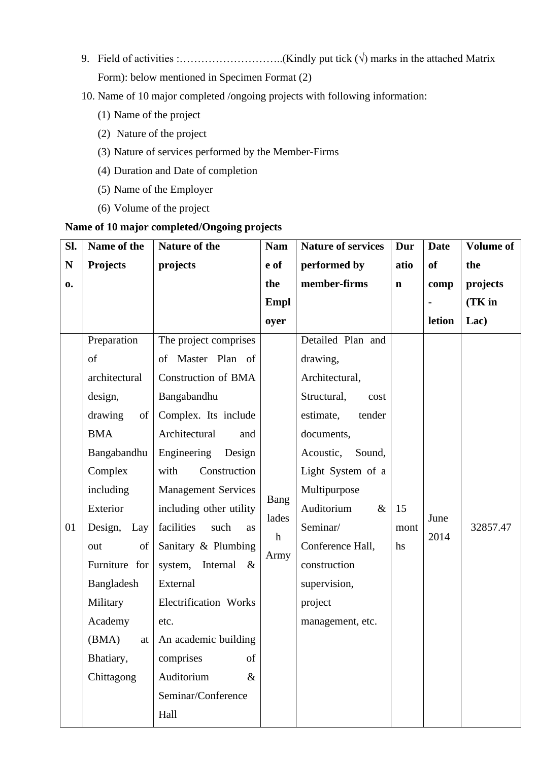9. Field of activities :………………………..(Kindly put tick (√) marks in the attached Matrix Form): below mentioned in Specimen Format (2)
10. Name of 10 major completed /ongoing projects with following information:
    (1) Name of the project
    (2) Nature of the project
    (3) Nature of services performed by the Member-Firms
    (4) Duration and Date of completion
    (5) Name of the Employer
    (6) Volume of the project

**Name of 10 major completed/Ongoing projects**

| Sl. No. | Name of the Projects | Nature of the projects | Name of the Employer | Nature of services performed by member-firms | Duration | Date of comp-letion | Volume of the projects (TK in Lac) |
|---|---|---|---|---|---|---|---|
| 01 | Preparation of architectural design, drawing of BMA Bangabandhu Complex including Exterior Design, Lay out of Furniture for Bangladesh Military Academy (BMA) at Bhatiary, Chittagong | The project comprises of Master Plan of Construction of BMA Bangabandhu Complex. Its include Architectural and Engineering Design with Construction Management Services including other utility facilities such as Sanitary & Plumbing system, Internal & External Electrification Works etc. An academic building comprises of Auditorium & Seminar/Conference Hall | Bangladesh Army | Detailed Plan and drawing, Architectural, Structural, cost estimate, tender documents, Acoustic, Sound, Light System of a Multipurpose Auditorium & Seminar/ Conference Hall, construction supervision, project management, etc. | 15 months | June 2014 | 32857.47 |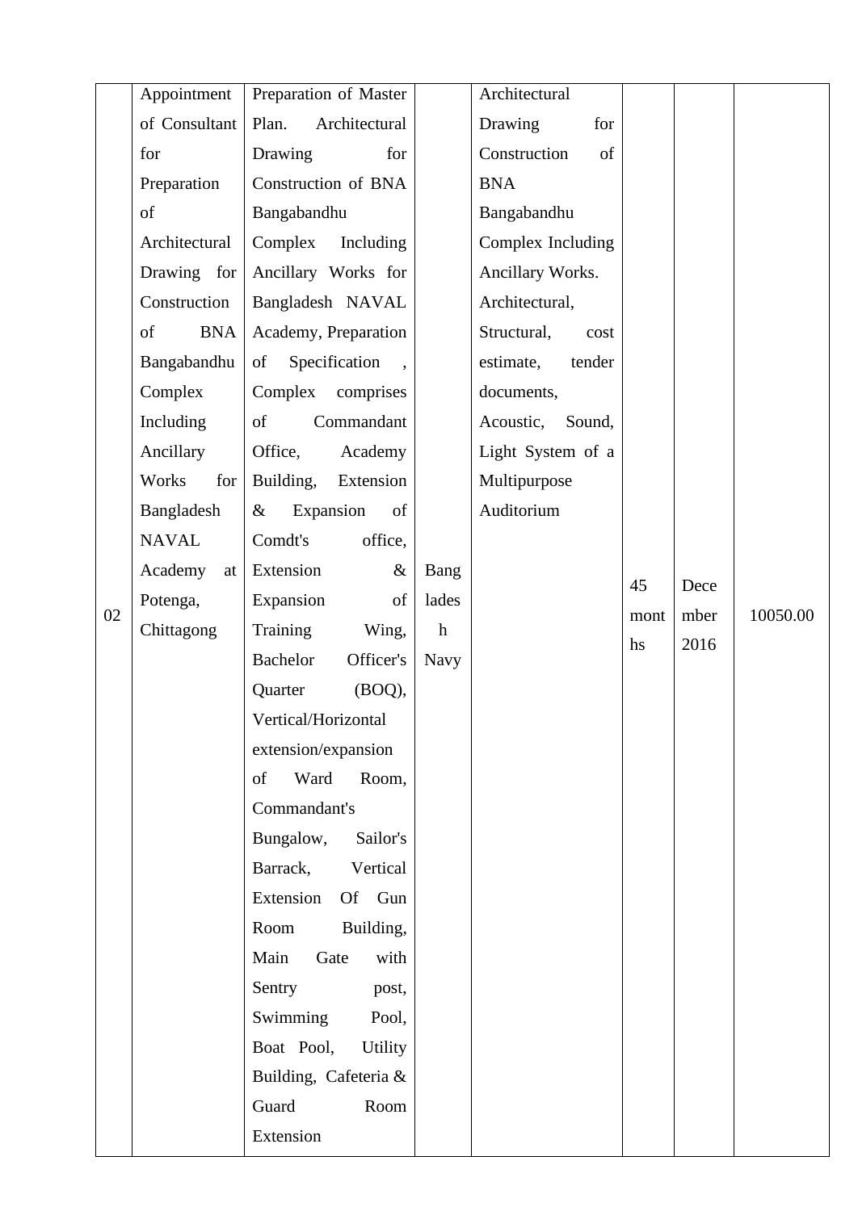| 02 | Appointment of Consultant for Preparation of Architectural Drawing for Construction of BNA Bangabandhu Complex Including Ancillary Works for Bangladesh NAVAL Academy at Potenga, Chittagong | Preparation of Master Plan. Architectural Drawing for Construction of BNA Bangabandhu Complex Including Ancillary Works for Bangladesh NAVAL Academy, Preparation of Specification , Complex comprises of Commandant Office, Academy Building, Extension & Expansion of Comdt's office, Extension & Expansion of Training Wing, Bachelor Officer's Quarter (BOQ), Vertical/Horizontal extension/expansion of Ward Room, Commandant's Bungalow, Sailor's Barrack, Vertical Extension Of Gun Room Building, Main Gate with Sentry post, Swimming Pool, Boat Pool, Utility Building, Cafeteria & Guard Room Extension | Bangladesh Navy | Architectural Drawing for Construction of BNA Bangabandhu Complex Including Ancillary Works. Architectural, Structural, cost estimate, tender documents, Acoustic, Sound, Light System of a Multipurpose Auditorium | 45 months | December 2016 | 10050.00 |
|---|---|---|---|---|---|---|---|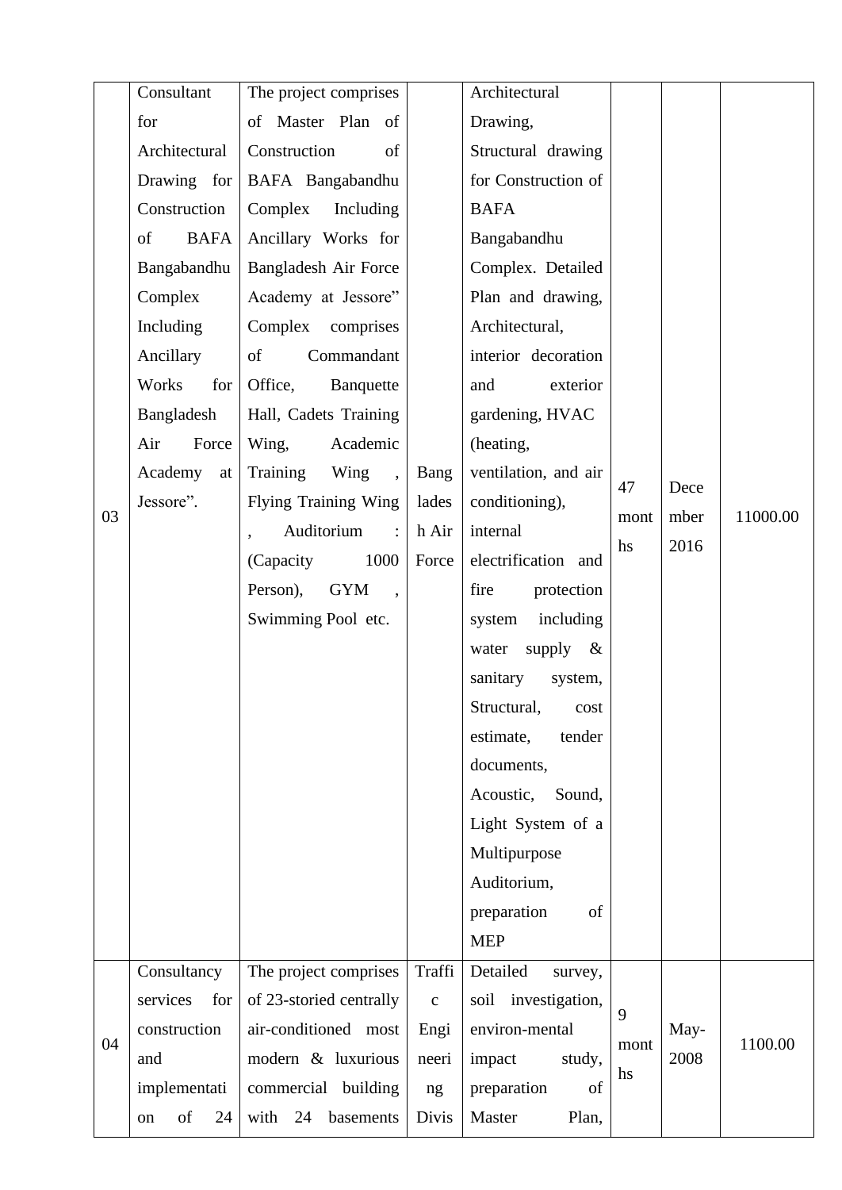| | | | | | | | |
|---|---|---|---|---|---|---|---|
| 03 | Consultant for Architectural Drawing for Construction of BAFA Bangabandhu Complex Including Ancillary Works for Bangladesh Air Force Academy at Jessore". | The project comprises of Master Plan of Construction of BAFA Bangabandhu Complex Including Ancillary Works for Bangladesh Air Force Academy at Jessore" Complex comprises of Commandant Office, Banquette Hall, Cadets Training Wing, Academic Training Wing , Flying Training Wing , Auditorium : (Capacity 1000 Person), GYM , Swimming Pool etc. | Bangladesh Air Force | Architectural Drawing, Structural drawing for Construction of BAFA Bangabandhu Complex. Detailed Plan and drawing, Architectural, interior decoration and exterior gardening, HVAC (heating, ventilation, and air conditioning), internal electrification and fire protection system including water supply & sanitary system, Structural, cost estimate, tender documents, Acoustic, Sound, Light System of a Multipurpose Auditorium, preparation of MEP | 47 months | December 2016 | 11000.00 |
| 04 | Consultancy services for construction and implementation of 24 | The project comprises of 23-storied centrally air-conditioned most modern & luxurious commercial building with 24 basements | Traffic Engineering Divis | Detailed survey, soil investigation, environ-mental impact study, preparation of Master Plan, | 9 months | May-2008 | 1100.00 |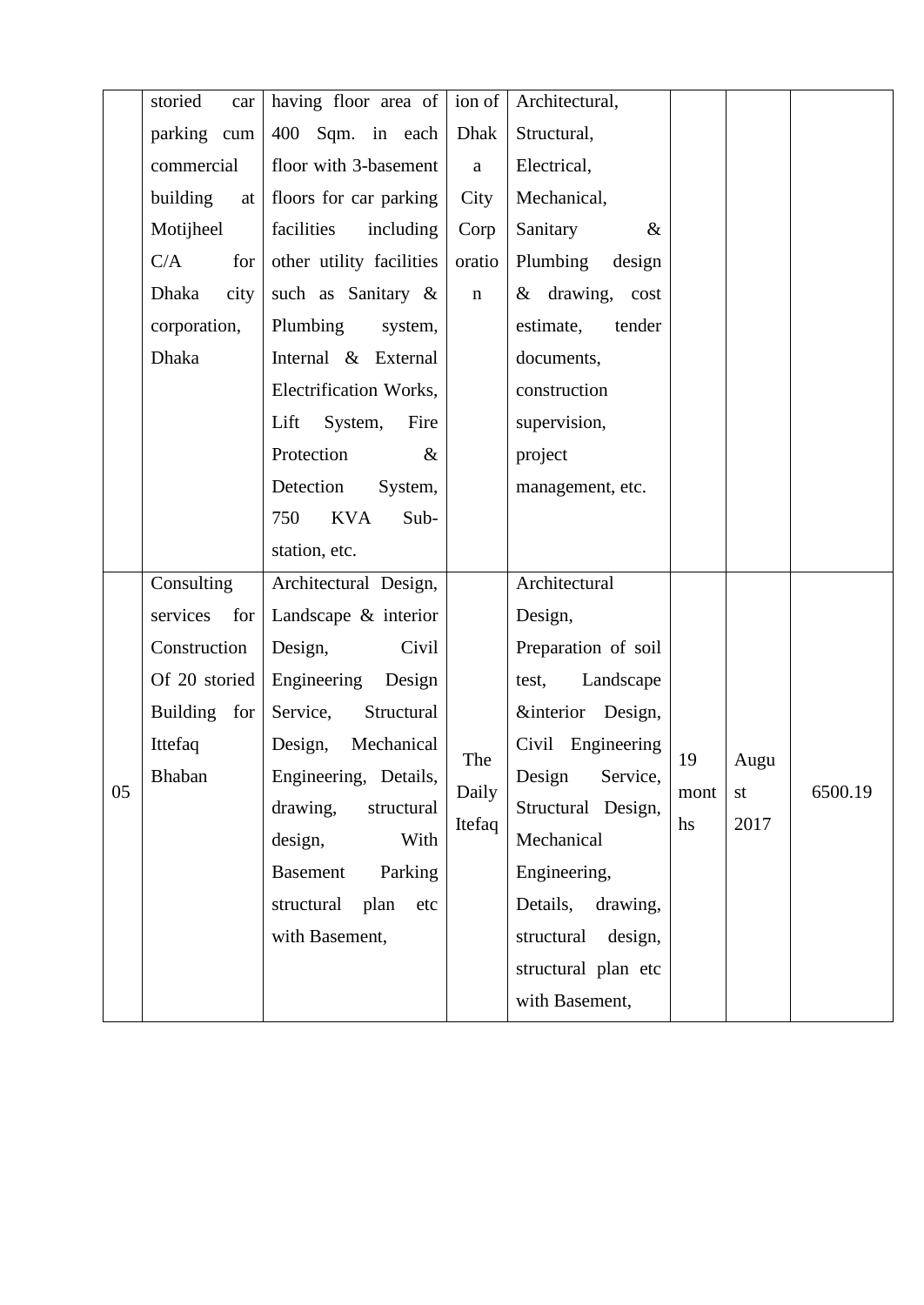|  |  |  |  |  |  |  |  |
|---|---|---|---|---|---|---|---|
|  | storied car parking cum commercial building at Motijheel C/A for Dhaka city corporation, Dhaka | having floor area of 400 Sqm. in each floor with 3-basement floors for car parking facilities including other utility facilities such as Sanitary & Plumbing system, Internal & External Electrification Works, Lift System, Fire Protection & Detection System, 750 KVA Sub-station, etc. | ion of Dhaka City Corporation | Architectural, Structural, Electrical, Mechanical, Sanitary & Plumbing design & drawing, cost estimate, tender documents, construction supervision, project management, etc. |  |  |  |
| 05 | Consulting services for Construction Of 20 storied Building for Ittefaq Bhaban | Architectural Design, Landscape & interior Design, Civil Engineering Design Service, Structural Design, Mechanical Engineering, Details, drawing, structural design, With Basement Parking structural plan etc with Basement, | The Daily Itefaq | Architectural Design, Preparation of soil test, Landscape &interior Design, Civil Engineering Design Service, Structural Design, Mechanical Engineering, Details, drawing, structural design, structural plan etc with Basement, | 19 months | August 2017 | 6500.19 |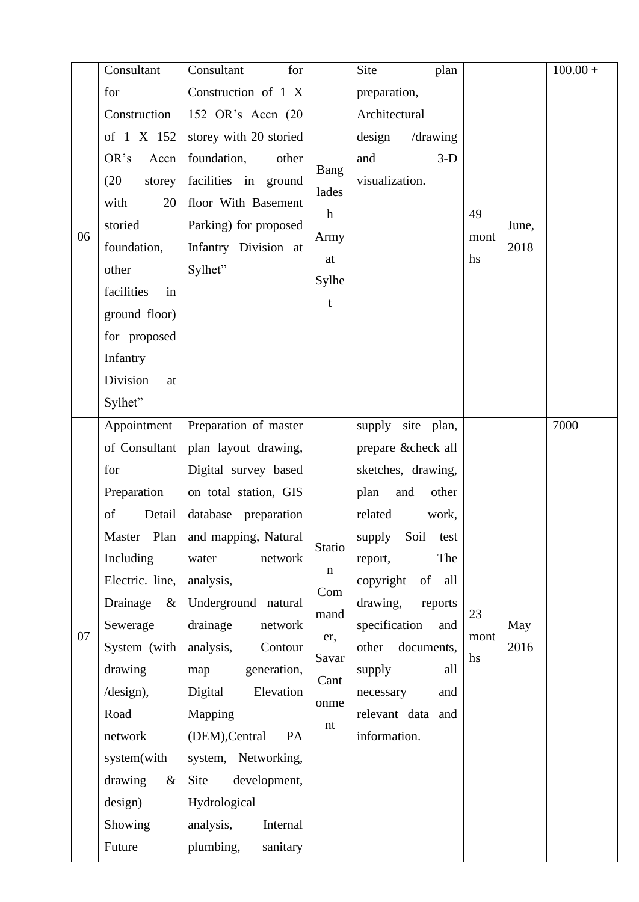| | | | | | | | |
|---|---|---|---|---|---|---|---|
| 06 | Consultant for Construction of 1 X 152 OR's Accn (20 storey with 20 storied foundation, other facilities in ground floor) for proposed Infantry Division at Sylhet" | Consultant for Construction of 1 X 152 OR's Accn (20 storey with 20 storied foundation, other facilities in ground floor With Basement Parking) for proposed Infantry Division at Sylhet" | Bangladesh Army at Sylhet | Site plan preparation, Architectural design /drawing and 3-D visualization. | 49 months | June, 2018 | 100.00 + |
| 07 | Appointment of Consultant for Preparation of Detail Master Plan Including Electric. line, Drainage & Sewerage System (with drawing /design), Road network system(with drawing & design) Showing Future | Preparation of master plan layout drawing, Digital survey based on total station, GIS database preparation and mapping, Natural water network analysis, Underground natural drainage network analysis, Contour map generation, Digital Elevation Mapping (DEM),Central PA system, Networking, Site development, Hydrological analysis, Internal plumbing, sanitary | Station Commander, Savar Cantonment | supply site plan, prepare &check all sketches, drawing, plan and other related work, supply Soil test report, The copyright of all drawing, reports specification and other documents, supply all necessary and relevant data and information. | 23 months | May 2016 | 7000 |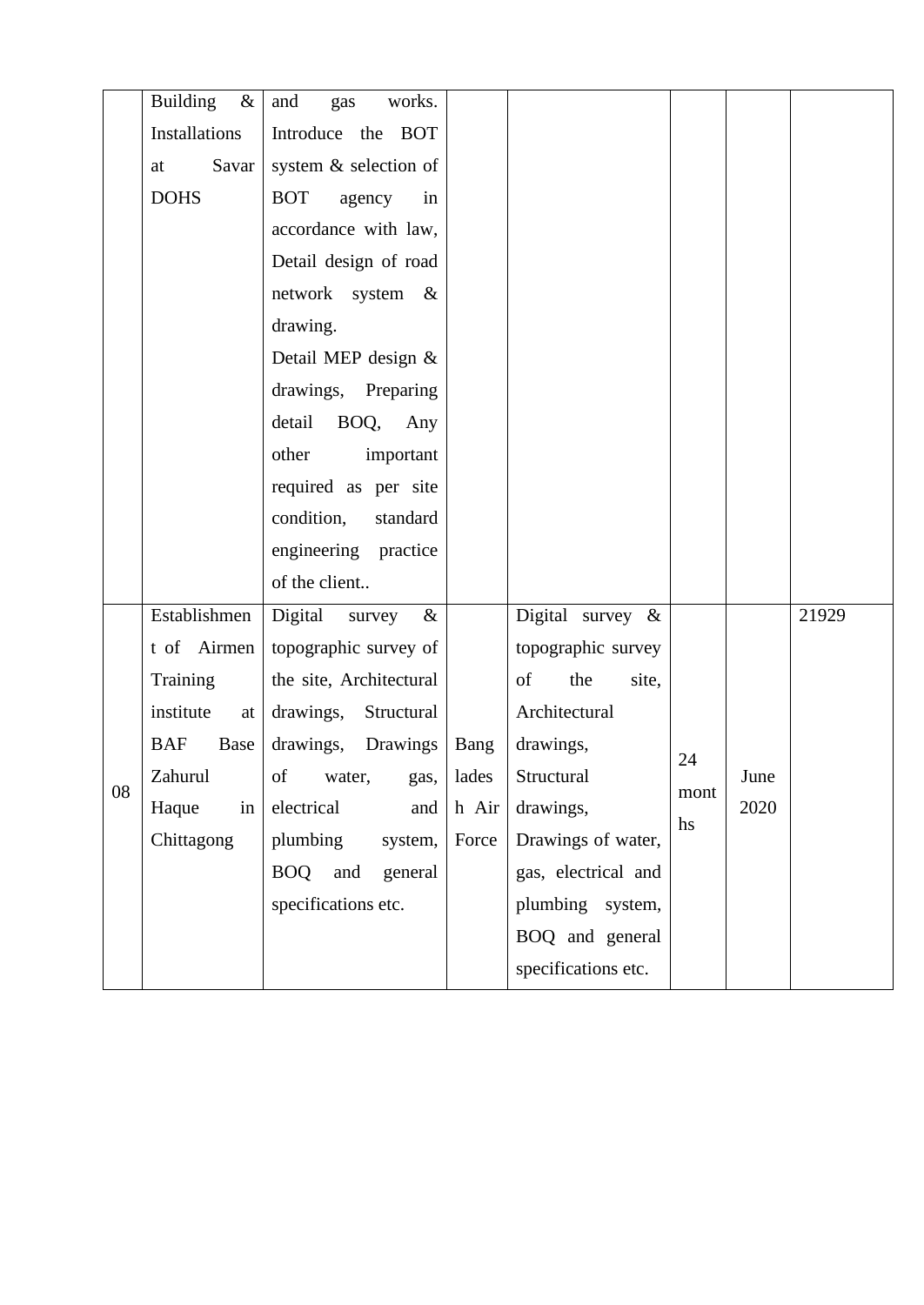| | | | | | | | |
|---|---|---|---|---|---|---|---|
| | Building & Installations at Savar DOHS | and gas works. Introduce the BOT system & selection of BOT agency in accordance with law, Detail design of road network system & drawing. Detail MEP design & drawings, Preparing detail BOQ, Any other important required as per site condition, standard engineering practice of the client.. | | | | | |
| 08 | Establishment of Airmen Training institute at BAF Base Zahurul Haque in Chittagong | Digital survey & topographic survey of the site, Architectural drawings, Structural drawings, Drawings of water, gas, electrical and plumbing system, BOQ and general specifications etc. | Bangladesh Air Force | Digital survey & topographic survey of the site, Architectural drawings, Structural drawings, Drawings of water, gas, electrical and plumbing system, BOQ and general specifications etc. | 24 months | June 2020 | 21929 |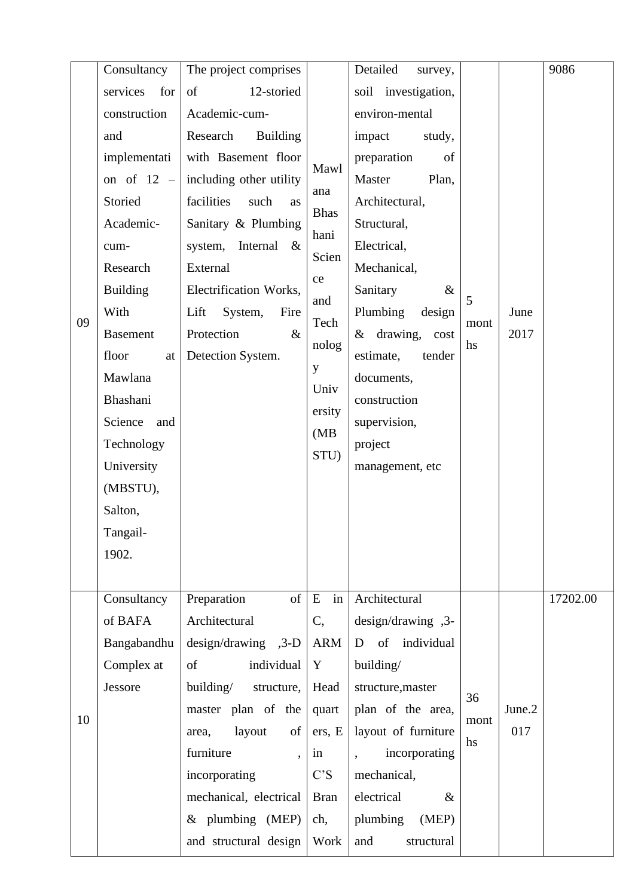| | | | | | | | |
|---|---|---|---|---|---|---|---|
| 09 | Consultancy services for construction and implementation of 12 – Storied Academic-cum-Research Building With Basement floor at Mawlana Bhashani Science and Technology University (MBSTU), Salton, Tangail-1902. | The project comprises of 12-storied Academic-cum-Research Building with Basement floor including other utility facilities such as Sanitary & Plumbing system, Internal & External Electrification Works, Lift System, Fire Protection & Detection System. | Mawlana Bhashani Science and Technology University (MBSTU) | Detailed survey, soil investigation, environ-mental impact study, preparation of Master Plan, Architectural, Structural, Electrical, Mechanical, Sanitary & Plumbing design & drawing, cost estimate, tender documents, construction supervision, project management, etc | 5 months | June 2017 | 9086 |
| 10 | Consultancy of BAFA Bangabandhu Complex at Jessore | Preparation of Architectural design/drawing ,3-D of individual building/ structure, master plan of the area, layout of furniture , incorporating mechanical, electrical & plumbing (MEP) and structural design | E in C, ARMY Headquarters, E in C'S Branch, Work | Architectural design/drawing ,3-D of individual building/ structure,master plan of the area, layout of furniture , incorporating mechanical, electrical & plumbing (MEP) and structural | 36 months | June.2017 | 17202.00 |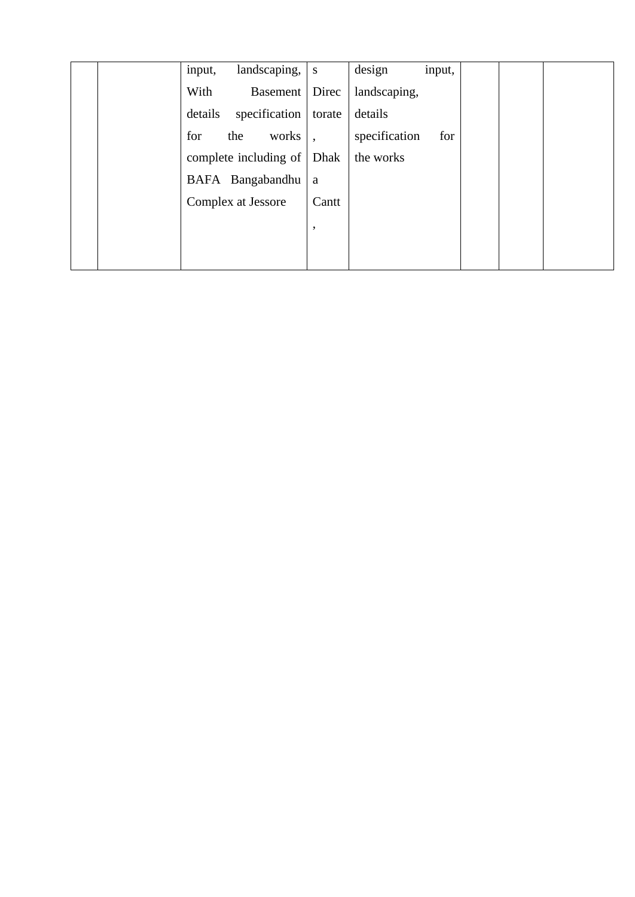|  |  |  |  |  |  |  |  |
|---|---|---|---|---|---|---|---|
|  |  | input, landscaping, With Basement details specification for the works complete including of BAFA Bangabandhu Complex at Jessore | s Directorate, Dhaka Cantt, | design input, landscaping, details specification for the works |  |  |  |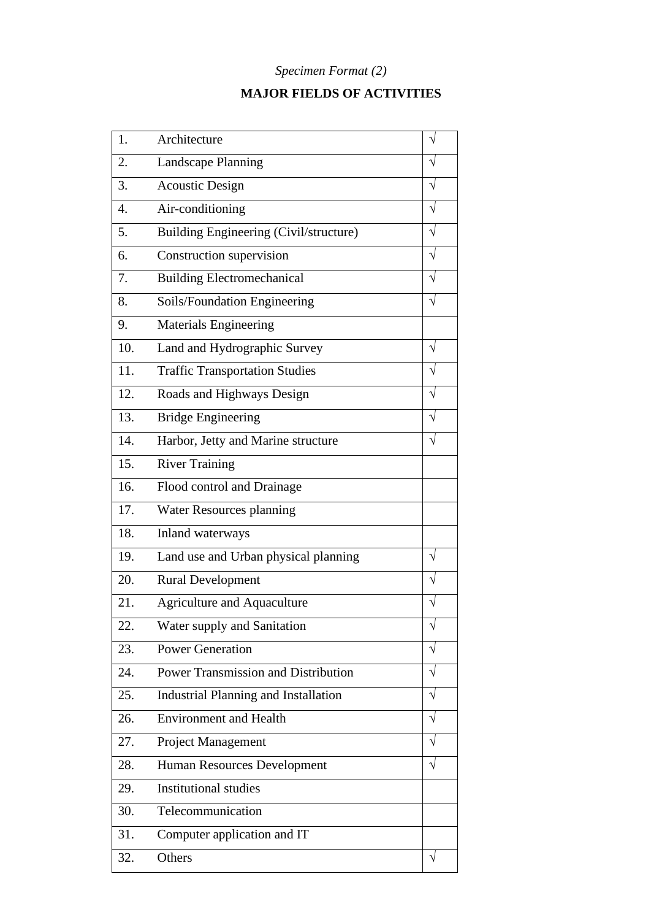*Specimen Format (2)*

**MAJOR FIELDS OF ACTIVITIES**

| | | |
|---|---|---|
| 1. | Architecture | √ |
| 2. | Landscape Planning | √ |
| 3. | Acoustic Design | √ |
| 4. | Air-conditioning | √ |
| 5. | Building Engineering (Civil/structure) | √ |
| 6. | Construction supervision | √ |
| 7. | Building Electromechanical | √ |
| 8. | Soils/Foundation Engineering | √ |
| 9. | Materials Engineering | |
| 10. | Land and Hydrographic Survey | √ |
| 11. | Traffic Transportation Studies | √ |
| 12. | Roads and Highways Design | √ |
| 13. | Bridge Engineering | √ |
| 14. | Harbor, Jetty and Marine structure | √ |
| 15. | River Training | |
| 16. | Flood control and Drainage | |
| 17. | Water Resources planning | |
| 18. | Inland waterways | |
| 19. | Land use and Urban physical planning | √ |
| 20. | Rural Development | √ |
| 21. | Agriculture and Aquaculture | √ |
| 22. | Water supply and Sanitation | √ |
| 23. | Power Generation | √ |
| 24. | Power Transmission and Distribution | √ |
| 25. | Industrial Planning and Installation | √ |
| 26. | Environment and Health | √ |
| 27. | Project Management | √ |
| 28. | Human Resources Development | √ |
| 29. | Institutional studies | |
| 30. | Telecommunication | |
| 31. | Computer application and IT | |
| 32. | Others | √ |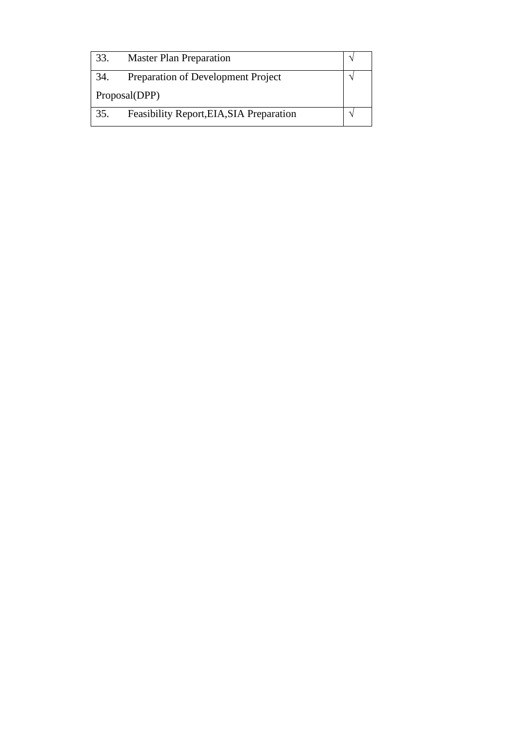| | |
|---|---|
| 33. Master Plan Preparation | √ |
| 34. Preparation of Development Project Proposal(DPP) | √ |
| 35. Feasibility Report,EIA,SIA Preparation | √ |